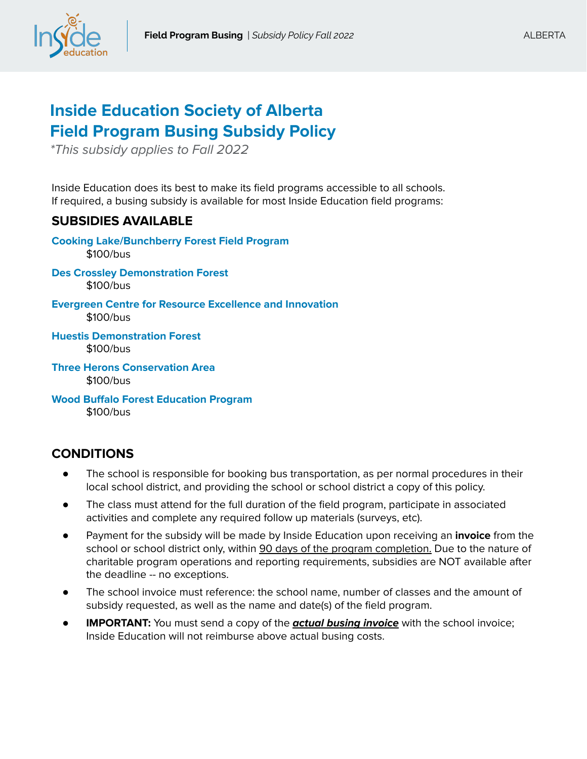# Inside Education Society of Alberta
# Field Program Busing Subsidy Policy

*\*This subsidy applies to Fall 2022*

Inside Education does its best to make its field programs accessible to all schools. If required, a busing subsidy is available for most Inside Education field programs:

## SUBSIDIES AVAILABLE

**Cooking Lake/Bunchberry Forest Field Program**
$100/bus

**Des Crossley Demonstration Forest**
$100/bus

**Evergreen Centre for Resource Excellence and Innovation**
$100/bus

**Huestis Demonstration Forest**
$100/bus

**Three Herons Conservation Area**
$100/bus

**Wood Buffalo Forest Education Program**
$100/bus

## CONDITIONS

- The school is responsible for booking bus transportation, as per normal procedures in their local school district, and providing the school or school district a copy of this policy.
- The class must attend for the full duration of the field program, participate in associated activities and complete any required follow up materials (surveys, etc).
- Payment for the subsidy will be made by Inside Education upon receiving an **invoice** from the school or school district only, within 90 days of the program completion. Due to the nature of charitable program operations and reporting requirements, subsidies are NOT available after the deadline -- no exceptions.
- The school invoice must reference: the school name, number of classes and the amount of subsidy requested, as well as the name and date(s) of the field program.
- **IMPORTANT:** You must send a copy of the ***actual busing invoice*** with the school invoice; Inside Education will not reimburse above actual busing costs.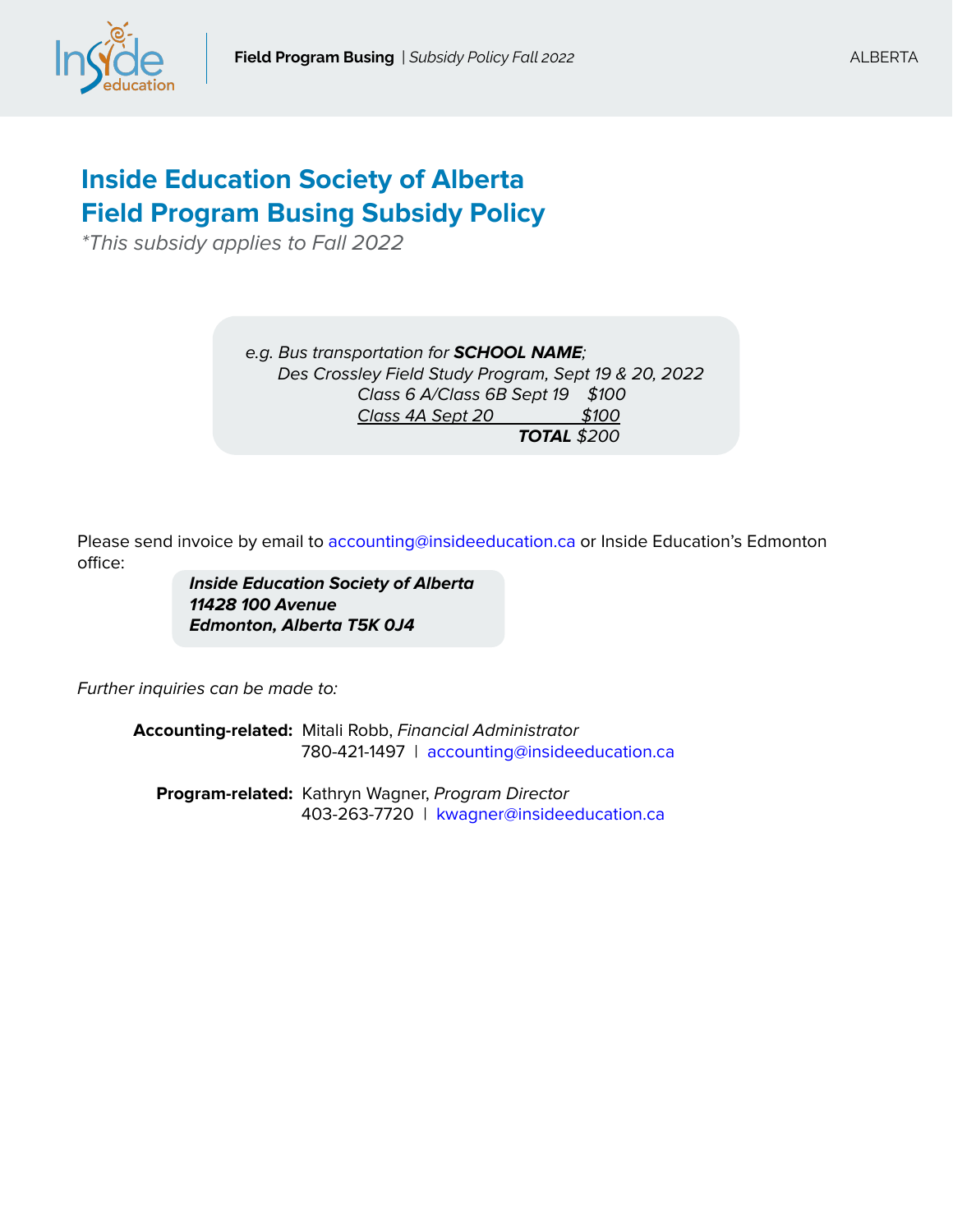# Inside Education Society of Alberta
# Field Program Busing Subsidy Policy

*\*This subsidy applies to Fall 2022*

*e.g. Bus transportation for **SCHOOL NAME**;*
*Des Crossley Field Study Program, Sept 19 & 20, 2022*
*Class 6 A/Class 6B Sept 19 $100*
*Class 4A Sept 20 $100*
***TOTAL** $200*

Please send invoice by email to accounting@insideeducation.ca or Inside Education's Edmonton office:

***Inside Education Society of Alberta***
***11428 100 Avenue***
***Edmonton, Alberta T5K 0J4***

*Further inquiries can be made to:*

**Accounting-related:** Mitali Robb, *Financial Administrator*
780-421-1497 | accounting@insideeducation.ca

**Program-related:** Kathryn Wagner, *Program Director*
403-263-7720 | kwagner@insideeducation.ca